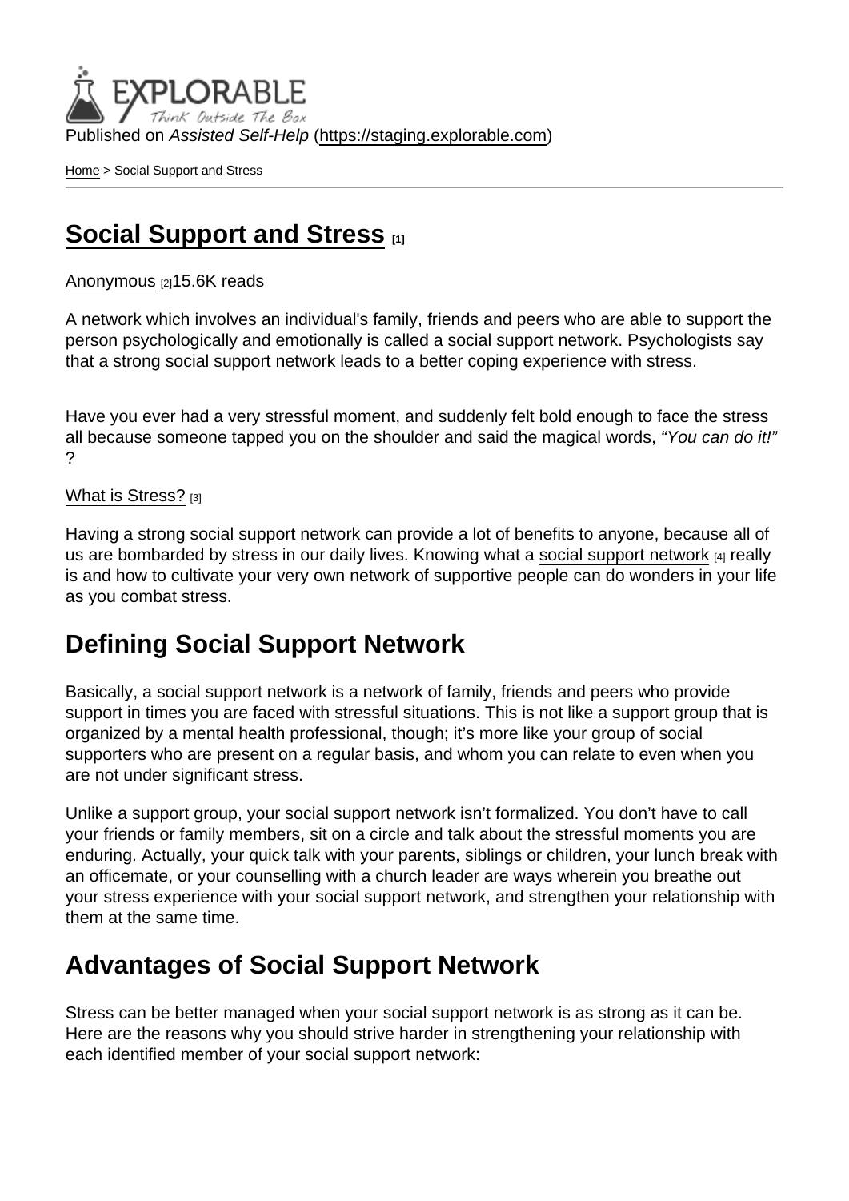Published on *Assisted Self-Help* (https://staging.explorable.com)

Home > Social Support and Stress

# Social Support and Stress [1]

Anonymous [2]15.6K reads

A network which involves an individual's family, friends and peers who are able to support the person psychologically and emotionally is called a social support network. Psychologists say that a strong social support network leads to a better coping experience with stress.

Have you ever had a very stressful moment, and suddenly felt bold enough to face the stress all because someone tapped you on the shoulder and said the magical words, *"You can do it!"* ?

What is Stress? [3]

Having a strong social support network can provide a lot of benefits to anyone, because all of us are bombarded by stress in our daily lives. Knowing what a social support network [4] really is and how to cultivate your very own network of supportive people can do wonders in your life as you combat stress.

## Defining Social Support Network

Basically, a social support network is a network of family, friends and peers who provide support in times you are faced with stressful situations. This is not like a support group that is organized by a mental health professional, though; it's more like your group of social supporters who are present on a regular basis, and whom you can relate to even when you are not under significant stress.

Unlike a support group, your social support network isn't formalized. You don't have to call your friends or family members, sit on a circle and talk about the stressful moments you are enduring. Actually, your quick talk with your parents, siblings or children, your lunch break with an officemate, or your counselling with a church leader are ways wherein you breathe out your stress experience with your social support network, and strengthen your relationship with them at the same time.

## Advantages of Social Support Network

Stress can be better managed when your social support network is as strong as it can be. Here are the reasons why you should strive harder in strengthening your relationship with each identified member of your social support network: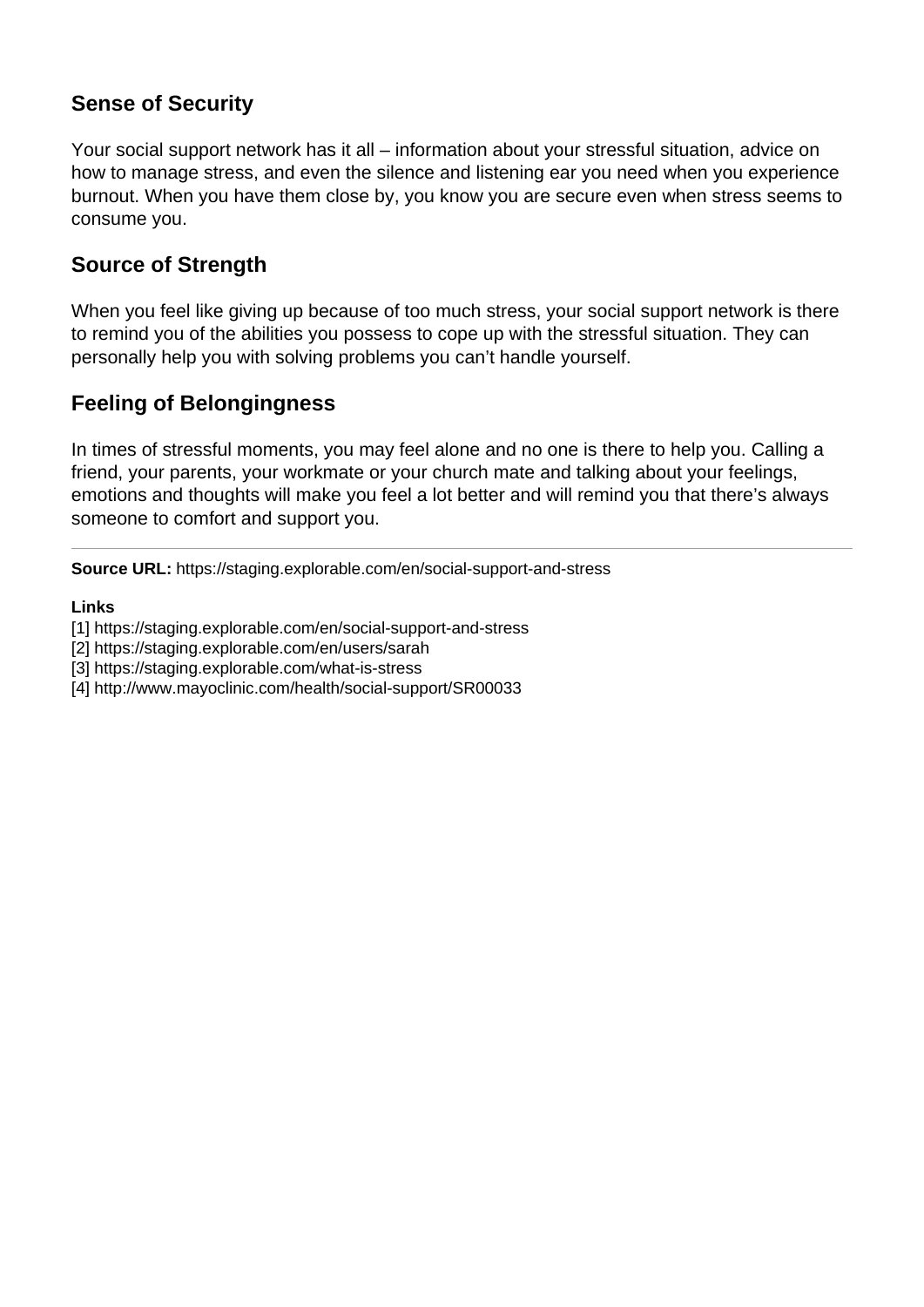## Sense of Security

Your social support network has it all – information about your stressful situation, advice on how to manage stress, and even the silence and listening ear you need when you experience burnout. When you have them close by, you know you are secure even when stress seems to consume you.

## Source of Strength

When you feel like giving up because of too much stress, your social support network is there to remind you of the abilities you possess to cope up with the stressful situation. They can personally help you with solving problems you can't handle yourself.

## Feeling of Belongingness

In times of stressful moments, you may feel alone and no one is there to help you. Calling a friend, your parents, your workmate or your church mate and talking about your feelings, emotions and thoughts will make you feel a lot better and will remind you that there's always someone to comfort and support you.

---

**Source URL:** https://staging.explorable.com/en/social-support-and-stress

**Links**

[1] https://staging.explorable.com/en/social-support-and-stress
[2] https://staging.explorable.com/en/users/sarah
[3] https://staging.explorable.com/what-is-stress
[4] http://www.mayoclinic.com/health/social-support/SR00033